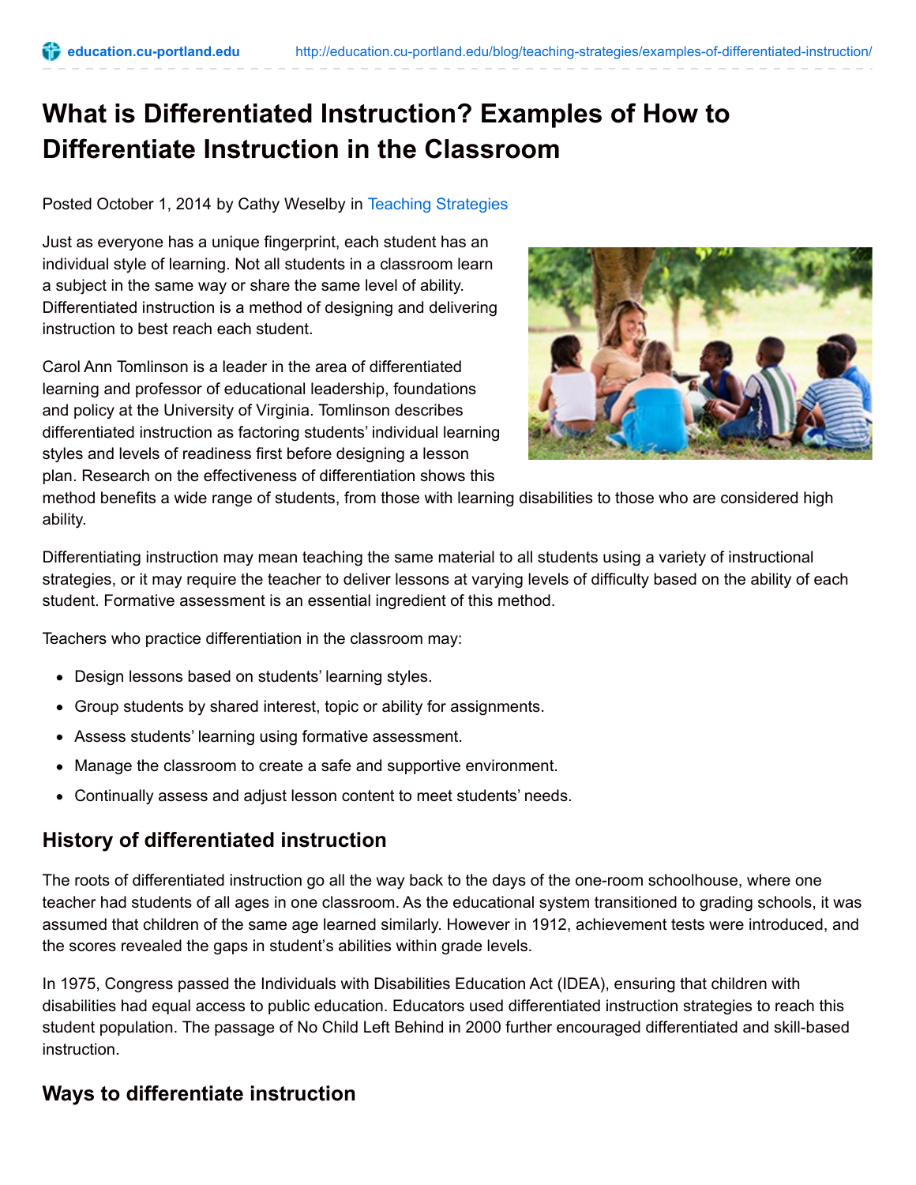# What is Differentiated Instruction? Examples of How to Differentiate Instruction in the Classroom

Posted October 1, 2014 by Cathy Weselby in Teaching Strategies

Just as everyone has a unique fingerprint, each student has an individual style of learning. Not all students in a classroom learn a subject in the same way or share the same level of ability. Differentiated instruction is a method of designing and delivering instruction to best reach each student.

Carol Ann Tomlinson is a leader in the area of differentiated learning and professor of educational leadership, foundations and policy at the University of Virginia. Tomlinson describes differentiated instruction as factoring students' individual learning styles and levels of readiness first before designing a lesson plan. Research on the effectiveness of differentiation shows this method benefits a wide range of students, from those with learning disabilities to those who are considered high ability.

Differentiating instruction may mean teaching the same material to all students using a variety of instructional strategies, or it may require the teacher to deliver lessons at varying levels of difficulty based on the ability of each student. Formative assessment is an essential ingredient of this method.

Teachers who practice differentiation in the classroom may:

- Design lessons based on students' learning styles.
- Group students by shared interest, topic or ability for assignments.
- Assess students' learning using formative assessment.
- Manage the classroom to create a safe and supportive environment.
- Continually assess and adjust lesson content to meet students' needs.

## History of differentiated instruction

The roots of differentiated instruction go all the way back to the days of the one-room schoolhouse, where one teacher had students of all ages in one classroom. As the educational system transitioned to grading schools, it was assumed that children of the same age learned similarly. However in 1912, achievement tests were introduced, and the scores revealed the gaps in student's abilities within grade levels.

In 1975, Congress passed the Individuals with Disabilities Education Act (IDEA), ensuring that children with disabilities had equal access to public education. Educators used differentiated instruction strategies to reach this student population. The passage of No Child Left Behind in 2000 further encouraged differentiated and skill-based instruction.

## Ways to differentiate instruction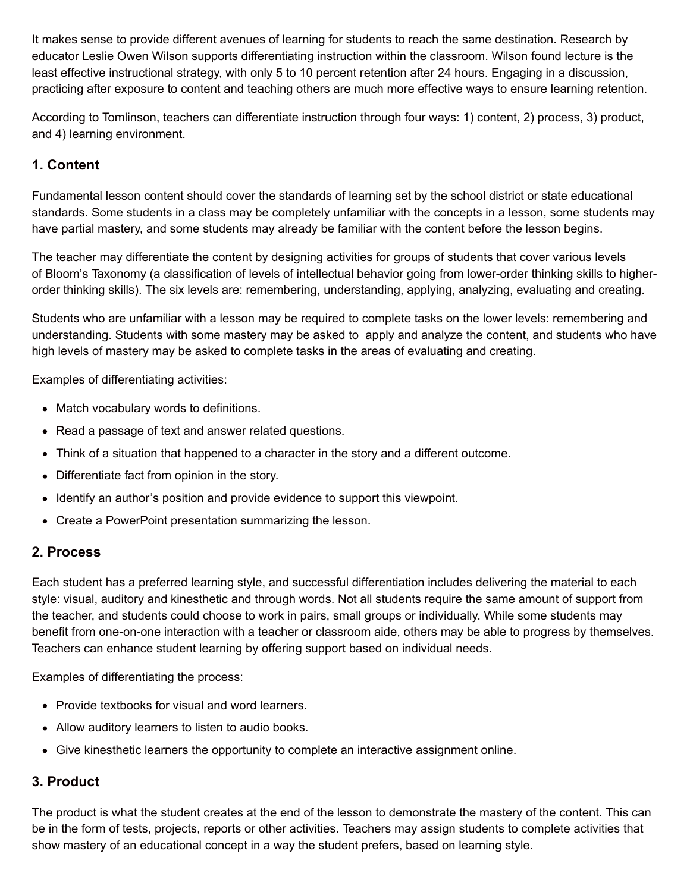It makes sense to provide different avenues of learning for students to reach the same destination. Research by educator Leslie Owen Wilson supports differentiating instruction within the classroom. Wilson found lecture is the least effective instructional strategy, with only 5 to 10 percent retention after 24 hours. Engaging in a discussion, practicing after exposure to content and teaching others are much more effective ways to ensure learning retention.

According to Tomlinson, teachers can differentiate instruction through four ways: 1) content, 2) process, 3) product, and 4) learning environment.

### 1. Content

Fundamental lesson content should cover the standards of learning set by the school district or state educational standards. Some students in a class may be completely unfamiliar with the concepts in a lesson, some students may have partial mastery, and some students may already be familiar with the content before the lesson begins.

The teacher may differentiate the content by designing activities for groups of students that cover various levels of Bloom's Taxonomy (a classification of levels of intellectual behavior going from lower-order thinking skills to higher-order thinking skills). The six levels are: remembering, understanding, applying, analyzing, evaluating and creating.

Students who are unfamiliar with a lesson may be required to complete tasks on the lower levels: remembering and understanding. Students with some mastery may be asked to apply and analyze the content, and students who have high levels of mastery may be asked to complete tasks in the areas of evaluating and creating.

Examples of differentiating activities:

- Match vocabulary words to definitions.
- Read a passage of text and answer related questions.
- Think of a situation that happened to a character in the story and a different outcome.
- Differentiate fact from opinion in the story.
- Identify an author's position and provide evidence to support this viewpoint.
- Create a PowerPoint presentation summarizing the lesson.

### 2. Process

Each student has a preferred learning style, and successful differentiation includes delivering the material to each style: visual, auditory and kinesthetic and through words. Not all students require the same amount of support from the teacher, and students could choose to work in pairs, small groups or individually. While some students may benefit from one-on-one interaction with a teacher or classroom aide, others may be able to progress by themselves. Teachers can enhance student learning by offering support based on individual needs.

Examples of differentiating the process:

- Provide textbooks for visual and word learners.
- Allow auditory learners to listen to audio books.
- Give kinesthetic learners the opportunity to complete an interactive assignment online.

### 3. Product

The product is what the student creates at the end of the lesson to demonstrate the mastery of the content. This can be in the form of tests, projects, reports or other activities. Teachers may assign students to complete activities that show mastery of an educational concept in a way the student prefers, based on learning style.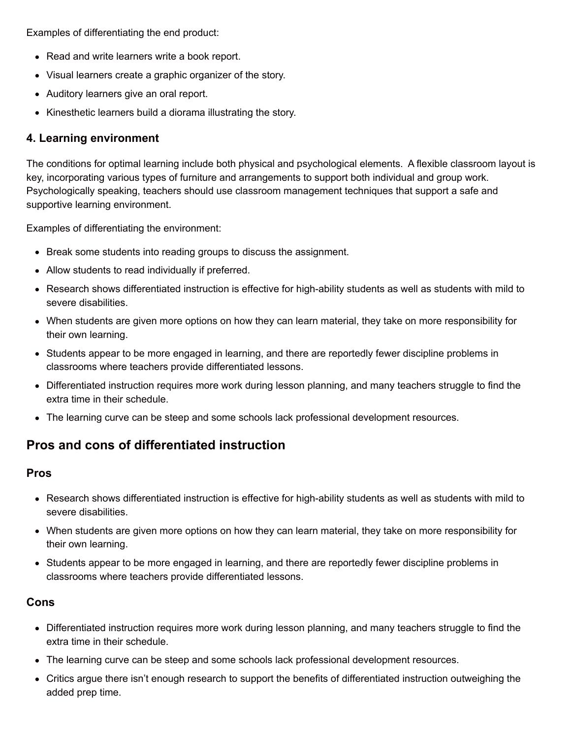Examples of differentiating the end product:

- Read and write learners write a book report.
- Visual learners create a graphic organizer of the story.
- Auditory learners give an oral report.
- Kinesthetic learners build a diorama illustrating the story.

### 4. Learning environment

The conditions for optimal learning include both physical and psychological elements. A flexible classroom layout is key, incorporating various types of furniture and arrangements to support both individual and group work. Psychologically speaking, teachers should use classroom management techniques that support a safe and supportive learning environment.

Examples of differentiating the environment:

- Break some students into reading groups to discuss the assignment.
- Allow students to read individually if preferred.
- Research shows differentiated instruction is effective for high-ability students as well as students with mild to severe disabilities.
- When students are given more options on how they can learn material, they take on more responsibility for their own learning.
- Students appear to be more engaged in learning, and there are reportedly fewer discipline problems in classrooms where teachers provide differentiated lessons.
- Differentiated instruction requires more work during lesson planning, and many teachers struggle to find the extra time in their schedule.
- The learning curve can be steep and some schools lack professional development resources.

## Pros and cons of differentiated instruction

### Pros

- Research shows differentiated instruction is effective for high-ability students as well as students with mild to severe disabilities.
- When students are given more options on how they can learn material, they take on more responsibility for their own learning.
- Students appear to be more engaged in learning, and there are reportedly fewer discipline problems in classrooms where teachers provide differentiated lessons.

### Cons

- Differentiated instruction requires more work during lesson planning, and many teachers struggle to find the extra time in their schedule.
- The learning curve can be steep and some schools lack professional development resources.
- Critics argue there isn't enough research to support the benefits of differentiated instruction outweighing the added prep time.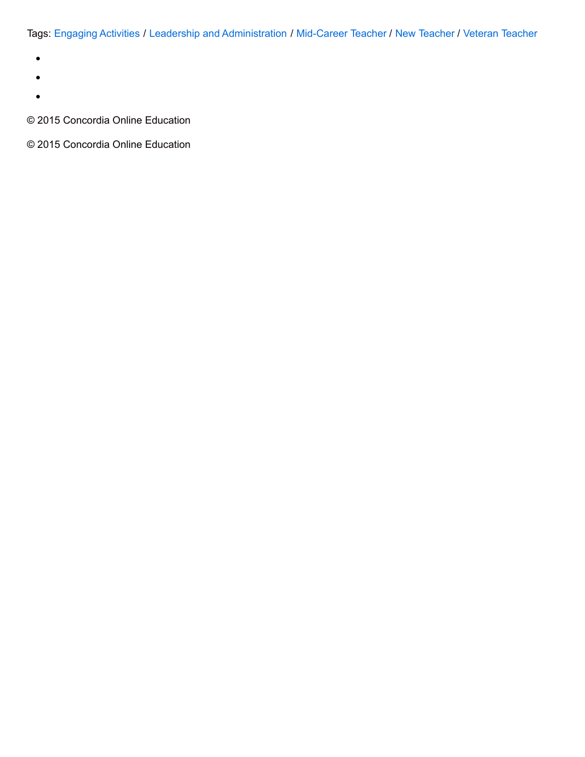Tags: Engaging Activities / Leadership and Administration / Mid-Career Teacher / New Teacher / Veteran Teacher

© 2015 Concordia Online Education

© 2015 Concordia Online Education